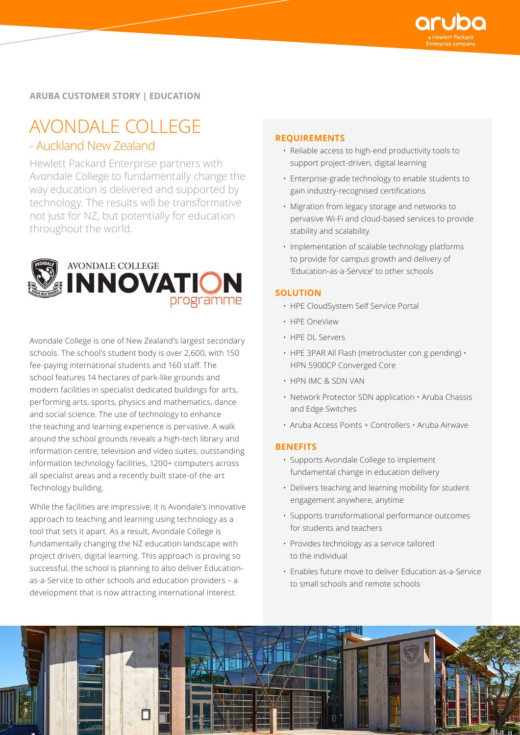**ARUBA CUSTOMER STORY | EDUCATION**

# AVONDALE COLLEGE

## - Auckland New Zealand

Hewlett Packard Enterprise partners with Avondale College to fundamentally change the way education is delivered and supported by technology. The results will be transformative not just for NZ, but potentially for education throughout the world.

Avondale College is one of New Zealand's largest secondary schools. The school's student body is over 2,600, with 150 fee-paying international students and 160 staff. The school features 14 hectares of park-like grounds and modern facilities in specialist dedicated buildings for arts, performing arts, sports, physics and mathematics, dance and social science. The use of technology to enhance the teaching and learning experience is pervasive. A walk around the school grounds reveals a high-tech library and information centre, television and video suites, outstanding information technology facilities, 1200+ computers across all specialist areas and a recently built state-of-the-art Technology building.

While the facilities are impressive, it is Avondale's innovative approach to teaching and learning using technology as a tool that sets it apart. As a result, Avondale College is fundamentally changing the NZ education landscape with project driven, digital learning. This approach is proving so successful, the school is planning to also deliver Education-as-a-Service to other schools and education providers – a development that is now attracting international interest.

### REQUIREMENTS

- Reliable access to high-end productivity tools to support project-driven, digital learning
- Enterprise-grade technology to enable students to gain industry-recognised certifications
- Migration from legacy storage and networks to pervasive Wi-Fi and cloud-based services to provide stability and scalability
- Implementation of scalable technology platforms to provide for campus growth and delivery of 'Education-as-a-Service' to other schools

### SOLUTION

- HPE CloudSystem Self Service Portal
- HPE OneView
- HPE DL Servers
- HPE 3PAR All Flash (metrocluster con g pending) • HPN 5900CP Converged Core
- HPN IMC & SDN VAN
- Network Protector SDN application • Aruba Chassis and Edge Switches
- Aruba Access Points + Controllers • Aruba Airwave

### BENEFITS

- Supports Avondale College to implement fundamental change in education delivery
- Delivers teaching and learning mobility for student engagement anywhere, anytime
- Supports transformational performance outcomes for students and teachers
- Provides technology as a service tailored to the individual
- Enables future move to deliver Education as-a-Service to small schools and remote schools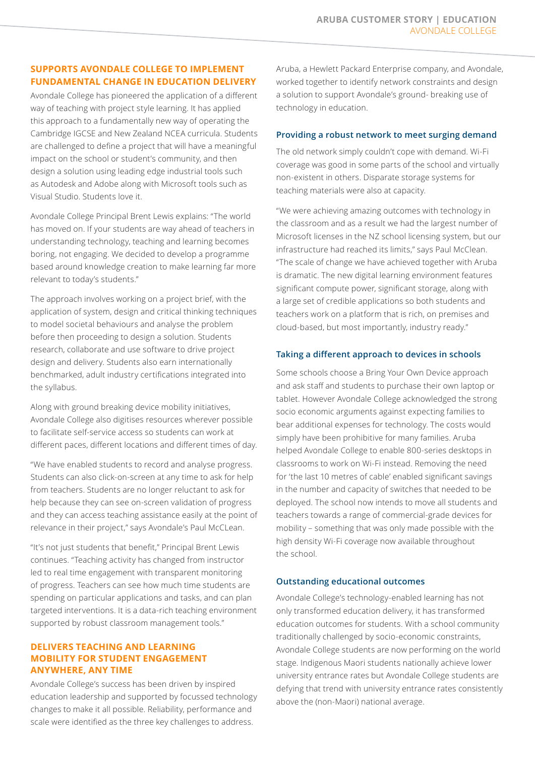## SUPPORTS AVONDALE COLLEGE TO IMPLEMENT FUNDAMENTAL CHANGE IN EDUCATION DELIVERY

Avondale College has pioneered the application of a different way of teaching with project style learning. It has applied this approach to a fundamentally new way of operating the Cambridge IGCSE and New Zealand NCEA curricula. Students are challenged to define a project that will have a meaningful impact on the school or student's community, and then design a solution using leading edge industrial tools such as Autodesk and Adobe along with Microsoft tools such as Visual Studio. Students love it.

Avondale College Principal Brent Lewis explains: "The world has moved on. If your students are way ahead of teachers in understanding technology, teaching and learning becomes boring, not engaging. We decided to develop a programme based around knowledge creation to make learning far more relevant to today's students."

The approach involves working on a project brief, with the application of system, design and critical thinking techniques to model societal behaviours and analyse the problem before then proceeding to design a solution. Students research, collaborate and use software to drive project design and delivery. Students also earn internationally benchmarked, adult industry certifications integrated into the syllabus.

Along with ground breaking device mobility initiatives, Avondale College also digitises resources wherever possible to facilitate self-service access so students can work at different paces, different locations and different times of day.

"We have enabled students to record and analyse progress. Students can also click-on-screen at any time to ask for help from teachers. Students are no longer reluctant to ask for help because they can see on-screen validation of progress and they can access teaching assistance easily at the point of relevance in their project," says Avondale's Paul McClean.

"It's not just students that benefit," Principal Brent Lewis continues. "Teaching activity has changed from instructor led to real time engagement with transparent monitoring of progress. Teachers can see how much time students are spending on particular applications and tasks, and can plan targeted interventions. It is a data-rich teaching environment supported by robust classroom management tools."

## DELIVERS TEACHING AND LEARNING MOBILITY FOR STUDENT ENGAGEMENT ANYWHERE, ANY TIME

Avondale College's success has been driven by inspired education leadership and supported by focussed technology changes to make it all possible. Reliability, performance and scale were identified as the three key challenges to address.

Aruba, a Hewlett Packard Enterprise company, and Avondale, worked together to identify network constraints and design a solution to support Avondale's ground- breaking use of technology in education.

### Providing a robust network to meet surging demand

The old network simply couldn't cope with demand. Wi-Fi coverage was good in some parts of the school and virtually non-existent in others. Disparate storage systems for teaching materials were also at capacity.

"We were achieving amazing outcomes with technology in the classroom and as a result we had the largest number of Microsoft licenses in the NZ school licensing system, but our infrastructure had reached its limits," says Paul McClean. "The scale of change we have achieved together with Aruba is dramatic. The new digital learning environment features significant compute power, significant storage, along with a large set of credible applications so both students and teachers work on a platform that is rich, on premises and cloud-based, but most importantly, industry ready."

### Taking a different approach to devices in schools

Some schools choose a Bring Your Own Device approach and ask staff and students to purchase their own laptop or tablet. However Avondale College acknowledged the strong socio economic arguments against expecting families to bear additional expenses for technology. The costs would simply have been prohibitive for many families. Aruba helped Avondale College to enable 800-series desktops in classrooms to work on Wi-Fi instead. Removing the need for 'the last 10 metres of cable' enabled significant savings in the number and capacity of switches that needed to be deployed. The school now intends to move all students and teachers towards a range of commercial-grade devices for mobility – something that was only made possible with the high density Wi-Fi coverage now available throughout the school.

### Outstanding educational outcomes

Avondale College's technology-enabled learning has not only transformed education delivery, it has transformed education outcomes for students. With a school community traditionally challenged by socio-economic constraints, Avondale College students are now performing on the world stage. Indigenous Maori students nationally achieve lower university entrance rates but Avondale College students are defying that trend with university entrance rates consistently above the (non-Maori) national average.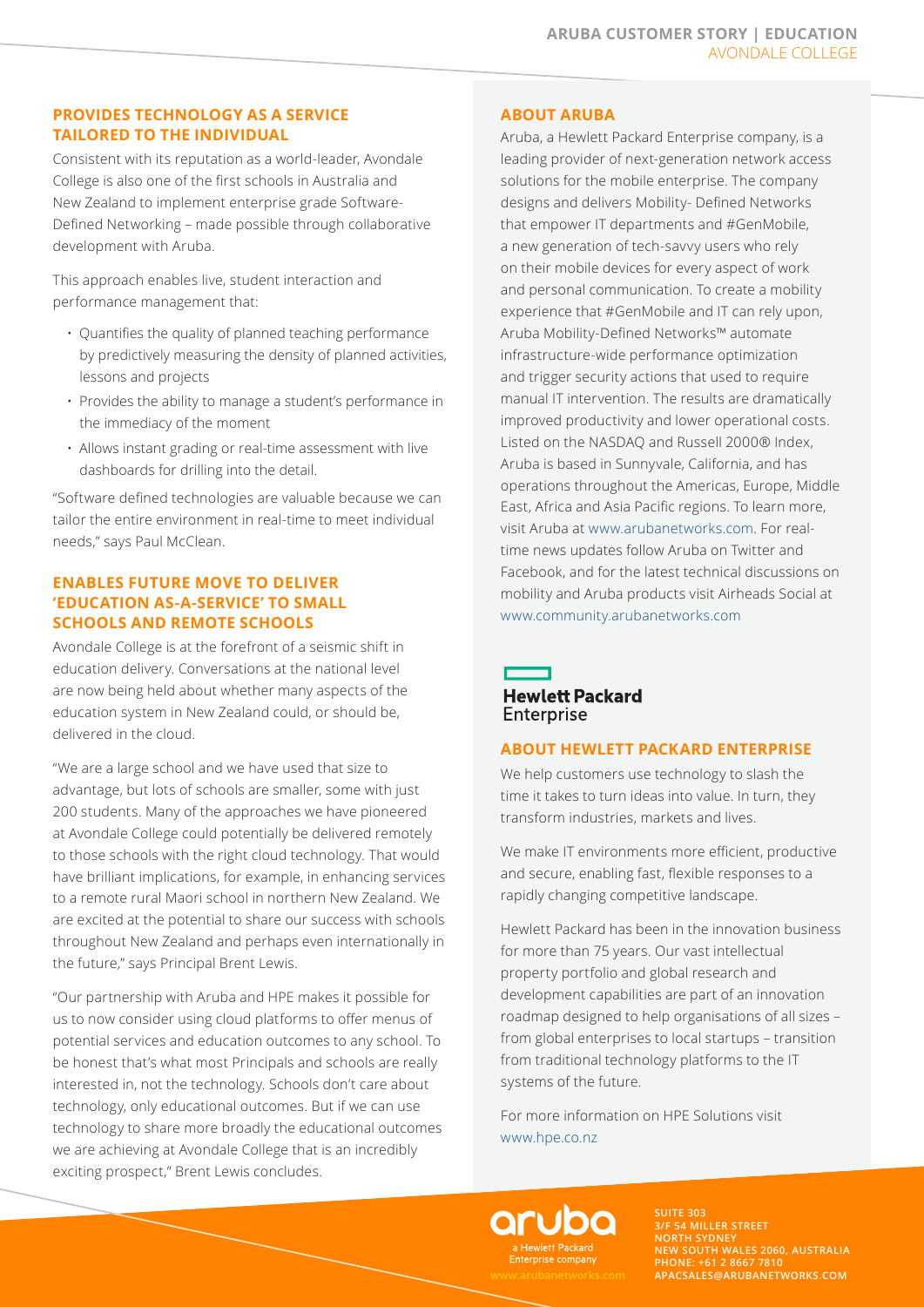## PROVIDES TECHNOLOGY AS A SERVICE TAILORED TO THE INDIVIDUAL

Consistent with its reputation as a world-leader, Avondale College is also one of the first schools in Australia and New Zealand to implement enterprise grade Software-Defined Networking – made possible through collaborative development with Aruba.

This approach enables live, student interaction and performance management that:

- Quantifies the quality of planned teaching performance by predictively measuring the density of planned activities, lessons and projects
- Provides the ability to manage a student's performance in the immediacy of the moment
- Allows instant grading or real-time assessment with live dashboards for drilling into the detail.

"Software defined technologies are valuable because we can tailor the entire environment in real-time to meet individual needs," says Paul McClean.

## ENABLES FUTURE MOVE TO DELIVER 'EDUCATION AS-A-SERVICE' TO SMALL SCHOOLS AND REMOTE SCHOOLS

Avondale College is at the forefront of a seismic shift in education delivery. Conversations at the national level are now being held about whether many aspects of the education system in New Zealand could, or should be, delivered in the cloud.

"We are a large school and we have used that size to advantage, but lots of schools are smaller, some with just 200 students. Many of the approaches we have pioneered at Avondale College could potentially be delivered remotely to those schools with the right cloud technology. That would have brilliant implications, for example, in enhancing services to a remote rural Maori school in northern New Zealand. We are excited at the potential to share our success with schools throughout New Zealand and perhaps even internationally in the future," says Principal Brent Lewis.

"Our partnership with Aruba and HPE makes it possible for us to now consider using cloud platforms to offer menus of potential services and education outcomes to any school. To be honest that's what most Principals and schools are really interested in, not the technology. Schools don't care about technology, only educational outcomes. But if we can use technology to share more broadly the educational outcomes we are achieving at Avondale College that is an incredibly exciting prospect," Brent Lewis concludes.

## ABOUT ARUBA

Aruba, a Hewlett Packard Enterprise company, is a leading provider of next-generation network access solutions for the mobile enterprise. The company designs and delivers Mobility- Defined Networks that empower IT departments and #GenMobile, a new generation of tech-savvy users who rely on their mobile devices for every aspect of work and personal communication. To create a mobility experience that #GenMobile and IT can rely upon, Aruba Mobility-Defined Networks™ automate infrastructure-wide performance optimization and trigger security actions that used to require manual IT intervention. The results are dramatically improved productivity and lower operational costs. Listed on the NASDAQ and Russell 2000® Index, Aruba is based in Sunnyvale, California, and has operations throughout the Americas, Europe, Middle East, Africa and Asia Pacific regions. To learn more, visit Aruba at www.arubanetworks.com. For real-time news updates follow Aruba on Twitter and Facebook, and for the latest technical discussions on mobility and Aruba products visit Airheads Social at www.community.arubanetworks.com

Hewlett Packard Enterprise

## ABOUT HEWLETT PACKARD ENTERPRISE

We help customers use technology to slash the time it takes to turn ideas into value. In turn, they transform industries, markets and lives.

We make IT environments more efficient, productive and secure, enabling fast, flexible responses to a rapidly changing competitive landscape.

Hewlett Packard has been in the innovation business for more than 75 years. Our vast intellectual property portfolio and global research and development capabilities are part of an innovation roadmap designed to help organisations of all sizes – from global enterprises to local startups – transition from traditional technology platforms to the IT systems of the future.

For more information on HPE Solutions visit www.hpe.co.nz

aruba
a Hewlett Packard Enterprise company
www.arubanetworks.com

SUITE 303
3/F 54 MILLER STREET
NORTH SYDNEY
NEW SOUTH WALES 2060, AUSTRALIA
PHONE: +61 2 8667 7810
APACSALES@ARUBANETWORKS.COM